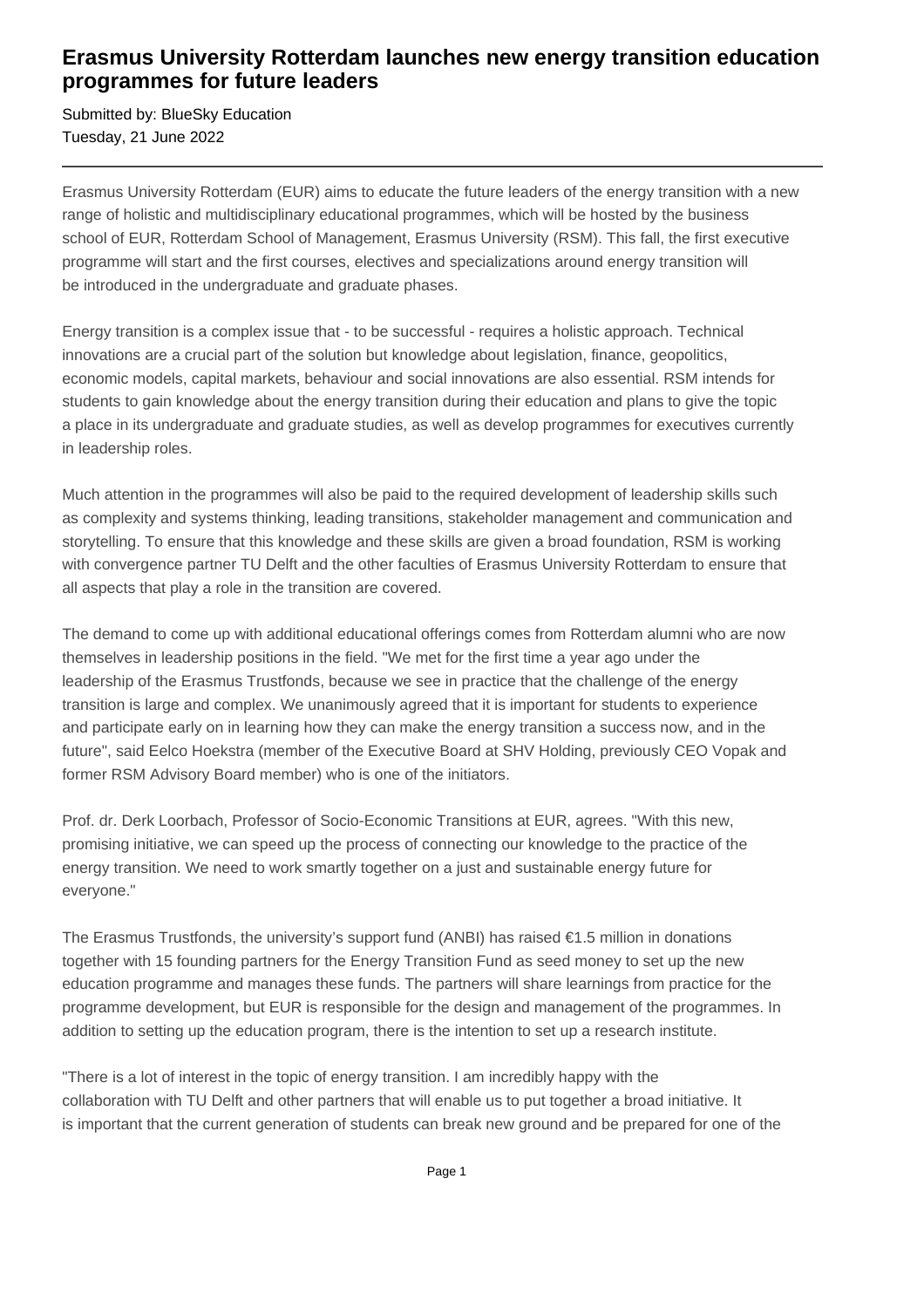# Erasmus University Rotterdam launches new energy transition education programmes for future leaders

Submitted by: BlueSky Education
Tuesday, 21 June 2022

---

Erasmus University Rotterdam (EUR) aims to educate the future leaders of the energy transition with a new range of holistic and multidisciplinary educational programmes, which will be hosted by the business school of EUR, Rotterdam School of Management, Erasmus University (RSM). This fall, the first executive programme will start and the first courses, electives and specializations around energy transition will be introduced in the undergraduate and graduate phases.

Energy transition is a complex issue that - to be successful - requires a holistic approach. Technical innovations are a crucial part of the solution but knowledge about legislation, finance, geopolitics, economic models, capital markets, behaviour and social innovations are also essential. RSM intends for students to gain knowledge about the energy transition during their education and plans to give the topic a place in its undergraduate and graduate studies, as well as develop programmes for executives currently in leadership roles.

Much attention in the programmes will also be paid to the required development of leadership skills such as complexity and systems thinking, leading transitions, stakeholder management and communication and storytelling. To ensure that this knowledge and these skills are given a broad foundation, RSM is working with convergence partner TU Delft and the other faculties of Erasmus University Rotterdam to ensure that all aspects that play a role in the transition are covered.

The demand to come up with additional educational offerings comes from Rotterdam alumni who are now themselves in leadership positions in the field. "We met for the first time a year ago under the leadership of the Erasmus Trustfonds, because we see in practice that the challenge of the energy transition is large and complex. We unanimously agreed that it is important for students to experience and participate early on in learning how they can make the energy transition a success now, and in the future", said Eelco Hoekstra (member of the Executive Board at SHV Holding, previously CEO Vopak and former RSM Advisory Board member) who is one of the initiators.

Prof. dr. Derk Loorbach, Professor of Socio-Economic Transitions at EUR, agrees. "With this new, promising initiative, we can speed up the process of connecting our knowledge to the practice of the energy transition. We need to work smartly together on a just and sustainable energy future for everyone."

The Erasmus Trustfonds, the university's support fund (ANBI) has raised €1.5 million in donations together with 15 founding partners for the Energy Transition Fund as seed money to set up the new education programme and manages these funds. The partners will share learnings from practice for the programme development, but EUR is responsible for the design and management of the programmes. In addition to setting up the education program, there is the intention to set up a research institute.

"There is a lot of interest in the topic of energy transition. I am incredibly happy with the collaboration with TU Delft and other partners that will enable us to put together a broad initiative. It is important that the current generation of students can break new ground and be prepared for one of the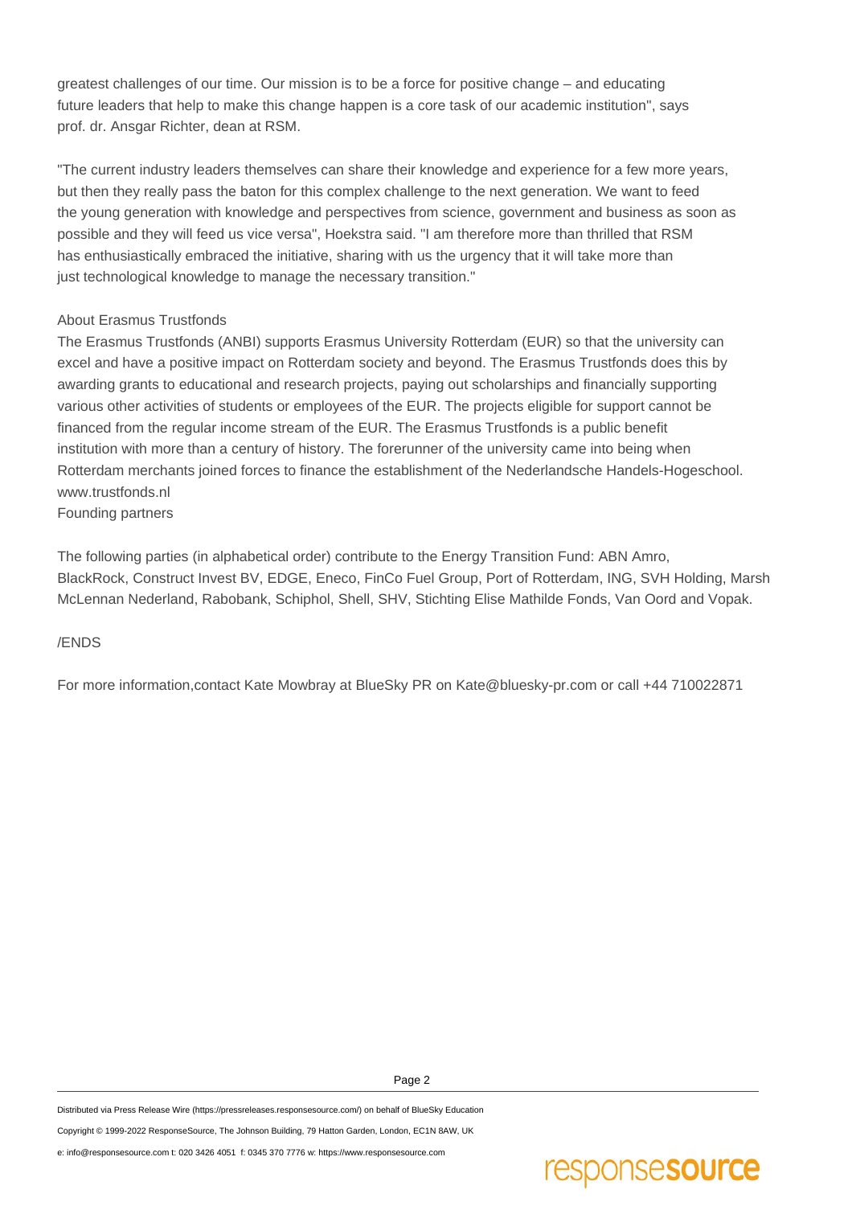greatest challenges of our time. Our mission is to be a force for positive change – and educating future leaders that help to make this change happen is a core task of our academic institution", says prof. dr. Ansgar Richter, dean at RSM.

"The current industry leaders themselves can share their knowledge and experience for a few more years, but then they really pass the baton for this complex challenge to the next generation. We want to feed the young generation with knowledge and perspectives from science, government and business as soon as possible and they will feed us vice versa", Hoekstra said. "I am therefore more than thrilled that RSM has enthusiastically embraced the initiative, sharing with us the urgency that it will take more than just technological knowledge to manage the necessary transition."

About Erasmus Trustfonds

The Erasmus Trustfonds (ANBI) supports Erasmus University Rotterdam (EUR) so that the university can excel and have a positive impact on Rotterdam society and beyond. The Erasmus Trustfonds does this by awarding grants to educational and research projects, paying out scholarships and financially supporting various other activities of students or employees of the EUR. The projects eligible for support cannot be financed from the regular income stream of the EUR. The Erasmus Trustfonds is a public benefit institution with more than a century of history. The forerunner of the university came into being when Rotterdam merchants joined forces to finance the establishment of the Nederlandsche Handels-Hogeschool. www.trustfonds.nl

Founding partners

The following parties (in alphabetical order) contribute to the Energy Transition Fund: ABN Amro, BlackRock, Construct Invest BV, EDGE, Eneco, FinCo Fuel Group, Port of Rotterdam, ING, SVH Holding, Marsh McLennan Nederland, Rabobank, Schiphol, Shell, SHV, Stichting Elise Mathilde Fonds, Van Oord and Vopak.

/ENDS

For more information,contact Kate Mowbray at BlueSky PR on Kate@bluesky-pr.com or call +44 710022871

Distributed via Press Release Wire (https://pressreleases.responsesource.com/) on behalf of BlueSky Education

Copyright © 1999-2022 ResponseSource, The Johnson Building, 79 Hatton Garden, London, EC1N 8AW, UK

e: info@responsesource.com t: 020 3426 4051 f: 0345 370 7776 w: https://www.responsesource.com